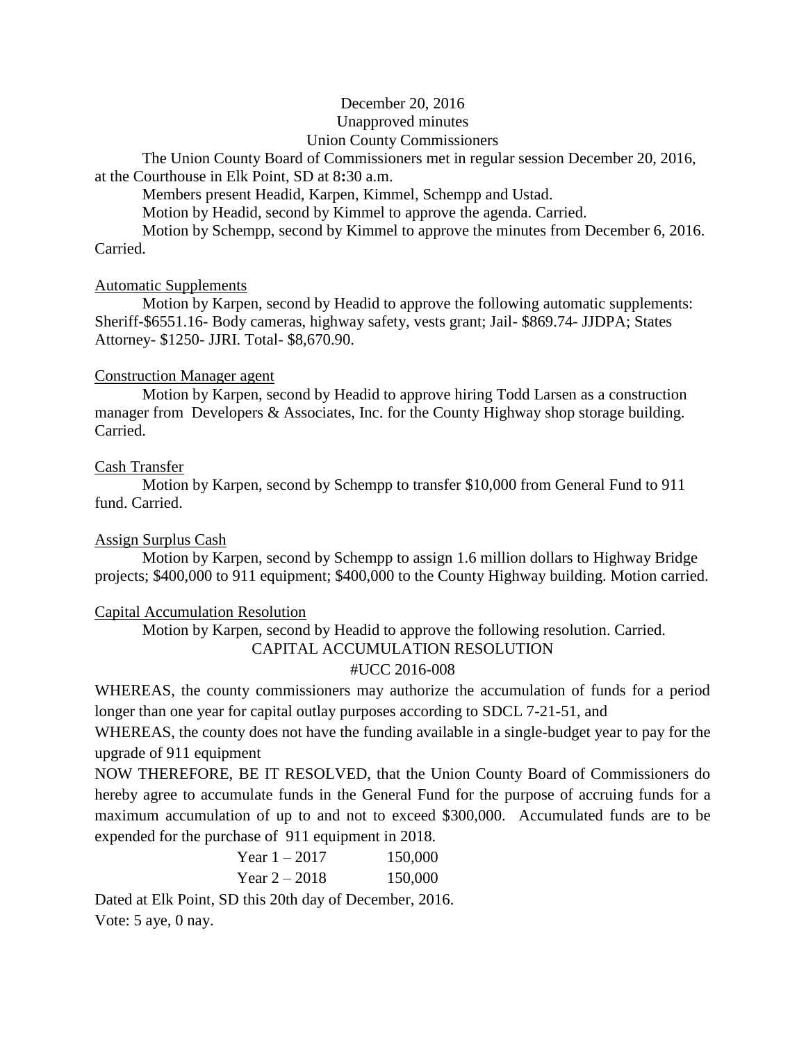December 20, 2016

Unapproved minutes

Union County Commissioners

The Union County Board of Commissioners met in regular session December 20, 2016, at the Courthouse in Elk Point, SD at 8:30 a.m.

Members present Headid, Karpen, Kimmel, Schempp and Ustad.

Motion by Headid, second by Kimmel to approve the agenda. Carried.

Motion by Schempp, second by Kimmel to approve the minutes from December 6, 2016. Carried.

Automatic Supplements

Motion by Karpen, second by Headid to approve the following automatic supplements: Sheriff-$6551.16- Body cameras, highway safety, vests grant; Jail- $869.74- JJDPA; States Attorney- $1250- JJRI. Total- $8,670.90.

Construction Manager agent

Motion by Karpen, second by Headid to approve hiring Todd Larsen as a construction manager from Developers & Associates, Inc. for the County Highway shop storage building. Carried.

Cash Transfer

Motion by Karpen, second by Schempp to transfer $10,000 from General Fund to 911 fund. Carried.

Assign Surplus Cash

Motion by Karpen, second by Schempp to assign 1.6 million dollars to Highway Bridge projects; $400,000 to 911 equipment; $400,000 to the County Highway building. Motion carried.

Capital Accumulation Resolution

Motion by Karpen, second by Headid to approve the following resolution. Carried.

CAPITAL ACCUMULATION RESOLUTION

#UCC 2016-008

WHEREAS, the county commissioners may authorize the accumulation of funds for a period longer than one year for capital outlay purposes according to SDCL 7-21-51, and

WHEREAS, the county does not have the funding available in a single-budget year to pay for the upgrade of 911 equipment

NOW THEREFORE, BE IT RESOLVED, that the Union County Board of Commissioners do hereby agree to accumulate funds in the General Fund for the purpose of accruing funds for a maximum accumulation of up to and not to exceed $300,000. Accumulated funds are to be expended for the purchase of 911 equipment in 2018.

Year 1 – 2017 150,000

Year 2 – 2018 150,000

Dated at Elk Point, SD this 20th day of December, 2016.

Vote: 5 aye, 0 nay.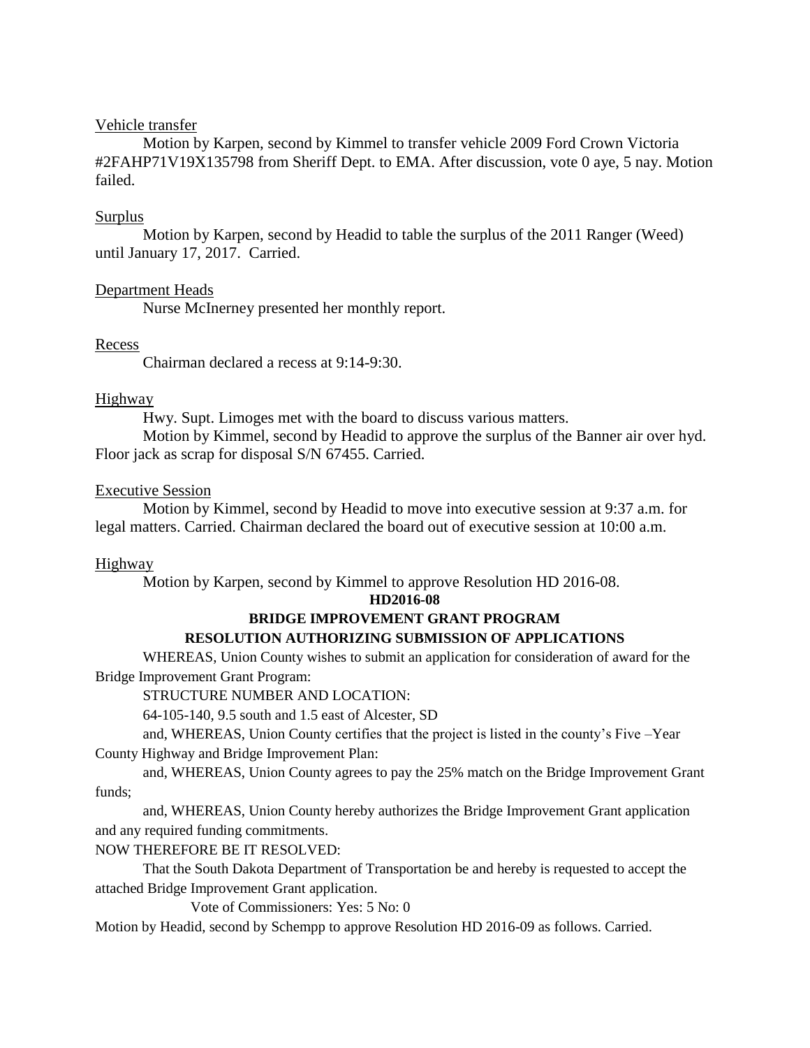Vehicle transfer

Motion by Karpen, second by Kimmel to transfer vehicle 2009 Ford Crown Victoria #2FAHP71V19X135798 from Sheriff Dept. to EMA. After discussion, vote 0 aye, 5 nay. Motion failed.

Surplus

Motion by Karpen, second by Headid to table the surplus of the 2011 Ranger (Weed) until January 17, 2017. Carried.

Department Heads

Nurse McInerney presented her monthly report.

Recess

Chairman declared a recess at 9:14-9:30.

Highway

Hwy. Supt. Limoges met with the board to discuss various matters.

Motion by Kimmel, second by Headid to approve the surplus of the Banner air over hyd. Floor jack as scrap for disposal S/N 67455. Carried.

Executive Session

Motion by Kimmel, second by Headid to move into executive session at 9:37 a.m. for legal matters. Carried. Chairman declared the board out of executive session at 10:00 a.m.

Highway

Motion by Karpen, second by Kimmel to approve Resolution HD 2016-08.

**HD2016-08**

**BRIDGE IMPROVEMENT GRANT PROGRAM**

**RESOLUTION AUTHORIZING SUBMISSION OF APPLICATIONS**

WHEREAS, Union County wishes to submit an application for consideration of award for the Bridge Improvement Grant Program:

STRUCTURE NUMBER AND LOCATION:

64-105-140, 9.5 south and 1.5 east of Alcester, SD

and, WHEREAS, Union County certifies that the project is listed in the county's Five –Year County Highway and Bridge Improvement Plan:

and, WHEREAS, Union County agrees to pay the 25% match on the Bridge Improvement Grant funds;

and, WHEREAS, Union County hereby authorizes the Bridge Improvement Grant application and any required funding commitments.

NOW THEREFORE BE IT RESOLVED:

That the South Dakota Department of Transportation be and hereby is requested to accept the attached Bridge Improvement Grant application.

Vote of Commissioners: Yes: 5 No: 0

Motion by Headid, second by Schempp to approve Resolution HD 2016-09 as follows. Carried.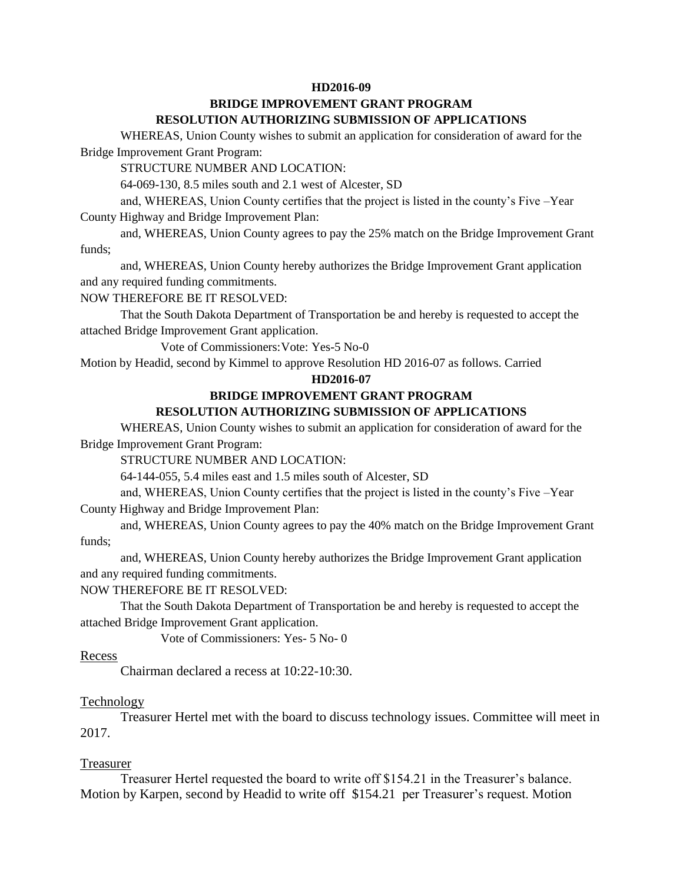**HD2016-09**

**BRIDGE IMPROVEMENT GRANT PROGRAM**

**RESOLUTION AUTHORIZING SUBMISSION OF APPLICATIONS**

WHEREAS, Union County wishes to submit an application for consideration of award for the Bridge Improvement Grant Program:

STRUCTURE NUMBER AND LOCATION:

64-069-130, 8.5 miles south and 2.1 west of Alcester, SD

and, WHEREAS, Union County certifies that the project is listed in the county's Five –Year County Highway and Bridge Improvement Plan:

and, WHEREAS, Union County agrees to pay the 25% match on the Bridge Improvement Grant funds;

and, WHEREAS, Union County hereby authorizes the Bridge Improvement Grant application and any required funding commitments.

NOW THEREFORE BE IT RESOLVED:

That the South Dakota Department of Transportation be and hereby is requested to accept the attached Bridge Improvement Grant application.

Vote of Commissioners:Vote: Yes-5 No-0

Motion by Headid, second by Kimmel to approve Resolution HD 2016-07 as follows. Carried

**HD2016-07**

**BRIDGE IMPROVEMENT GRANT PROGRAM**

**RESOLUTION AUTHORIZING SUBMISSION OF APPLICATIONS**

WHEREAS, Union County wishes to submit an application for consideration of award for the Bridge Improvement Grant Program:

STRUCTURE NUMBER AND LOCATION:

64-144-055, 5.4 miles east and 1.5 miles south of Alcester, SD

and, WHEREAS, Union County certifies that the project is listed in the county's Five –Year County Highway and Bridge Improvement Plan:

and, WHEREAS, Union County agrees to pay the 40% match on the Bridge Improvement Grant funds;

and, WHEREAS, Union County hereby authorizes the Bridge Improvement Grant application and any required funding commitments.

NOW THEREFORE BE IT RESOLVED:

That the South Dakota Department of Transportation be and hereby is requested to accept the attached Bridge Improvement Grant application.

Vote of Commissioners: Yes- 5 No- 0

Recess

Chairman declared a recess at 10:22-10:30.

Technology

Treasurer Hertel met with the board to discuss technology issues. Committee will meet in 2017.

Treasurer

Treasurer Hertel requested the board to write off $154.21 in the Treasurer's balance. Motion by Karpen, second by Headid to write off $154.21 per Treasurer's request. Motion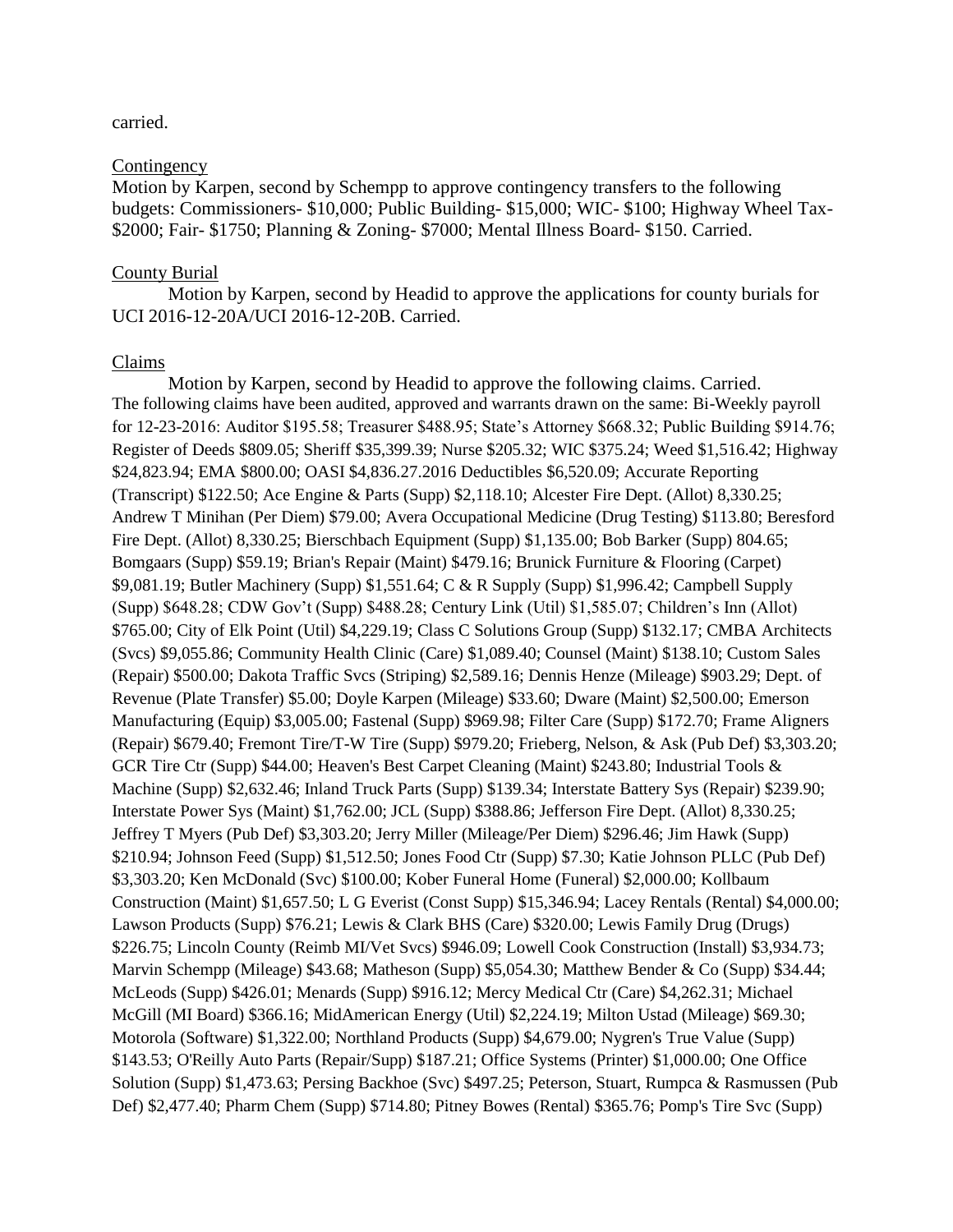carried.

Contingency

Motion by Karpen, second by Schempp to approve contingency transfers to the following budgets: Commissioners- $10,000; Public Building- $15,000; WIC- $100; Highway Wheel Tax- $2000; Fair- $1750; Planning & Zoning- $7000; Mental Illness Board- $150. Carried.

County Burial

Motion by Karpen, second by Headid to approve the applications for county burials for UCI 2016-12-20A/UCI 2016-12-20B. Carried.

Claims

Motion by Karpen, second by Headid to approve the following claims. Carried.

The following claims have been audited, approved and warrants drawn on the same: Bi-Weekly payroll for 12-23-2016: Auditor $195.58; Treasurer $488.95; State's Attorney $668.32; Public Building $914.76; Register of Deeds $809.05; Sheriff $35,399.39; Nurse $205.32; WIC $375.24; Weed $1,516.42; Highway $24,823.94; EMA $800.00; OASI $4,836.27.2016 Deductibles $6,520.09; Accurate Reporting (Transcript) $122.50; Ace Engine & Parts (Supp) $2,118.10; Alcester Fire Dept. (Allot) 8,330.25; Andrew T Minihan (Per Diem) $79.00; Avera Occupational Medicine (Drug Testing) $113.80; Beresford Fire Dept. (Allot) 8,330.25; Bierschbach Equipment (Supp) $1,135.00; Bob Barker (Supp) 804.65; Bomgaars (Supp) $59.19; Brian's Repair (Maint) $479.16; Brunick Furniture & Flooring (Carpet) $9,081.19; Butler Machinery (Supp) $1,551.64; C & R Supply (Supp) $1,996.42; Campbell Supply (Supp) $648.28; CDW Gov't (Supp) $488.28; Century Link (Util) $1,585.07; Children's Inn (Allot) $765.00; City of Elk Point (Util) $4,229.19; Class C Solutions Group (Supp) $132.17; CMBA Architects (Svcs) $9,055.86; Community Health Clinic (Care) $1,089.40; Counsel (Maint) $138.10; Custom Sales (Repair) $500.00; Dakota Traffic Svcs (Striping) $2,589.16; Dennis Henze (Mileage) $903.29; Dept. of Revenue (Plate Transfer) $5.00; Doyle Karpen (Mileage) $33.60; Dware (Maint) $2,500.00; Emerson Manufacturing (Equip) $3,005.00; Fastenal (Supp) $969.98; Filter Care (Supp) $172.70; Frame Aligners (Repair) $679.40; Fremont Tire/T-W Tire (Supp) $979.20; Frieberg, Nelson, & Ask (Pub Def) $3,303.20; GCR Tire Ctr (Supp) $44.00; Heaven's Best Carpet Cleaning (Maint) $243.80; Industrial Tools & Machine (Supp) $2,632.46; Inland Truck Parts (Supp) $139.34; Interstate Battery Sys (Repair) $239.90; Interstate Power Sys (Maint) $1,762.00; JCL (Supp) $388.86; Jefferson Fire Dept. (Allot) 8,330.25; Jeffrey T Myers (Pub Def) $3,303.20; Jerry Miller (Mileage/Per Diem) $296.46; Jim Hawk (Supp) $210.94; Johnson Feed (Supp) $1,512.50; Jones Food Ctr (Supp) $7.30; Katie Johnson PLLC (Pub Def) $3,303.20; Ken McDonald (Svc) $100.00; Kober Funeral Home (Funeral) $2,000.00; Kollbaum Construction (Maint) $1,657.50; L G Everist (Const Supp) $15,346.94; Lacey Rentals (Rental) $4,000.00; Lawson Products (Supp) $76.21; Lewis & Clark BHS (Care) $320.00; Lewis Family Drug (Drugs) $226.75; Lincoln County (Reimb MI/Vet Svcs) $946.09; Lowell Cook Construction (Install) $3,934.73; Marvin Schempp (Mileage) $43.68; Matheson (Supp) $5,054.30; Matthew Bender & Co (Supp) $34.44; McLeods (Supp) $426.01; Menards (Supp) $916.12; Mercy Medical Ctr (Care) $4,262.31; Michael McGill (MI Board) $366.16; MidAmerican Energy (Util) $2,224.19; Milton Ustad (Mileage) $69.30; Motorola (Software) $1,322.00; Northland Products (Supp) $4,679.00; Nygren's True Value (Supp) $143.53; O'Reilly Auto Parts (Repair/Supp) $187.21; Office Systems (Printer) $1,000.00; One Office Solution (Supp) $1,473.63; Persing Backhoe (Svc) $497.25; Peterson, Stuart, Rumpca & Rasmussen (Pub Def) $2,477.40; Pharm Chem (Supp) $714.80; Pitney Bowes (Rental) $365.76; Pomp's Tire Svc (Supp)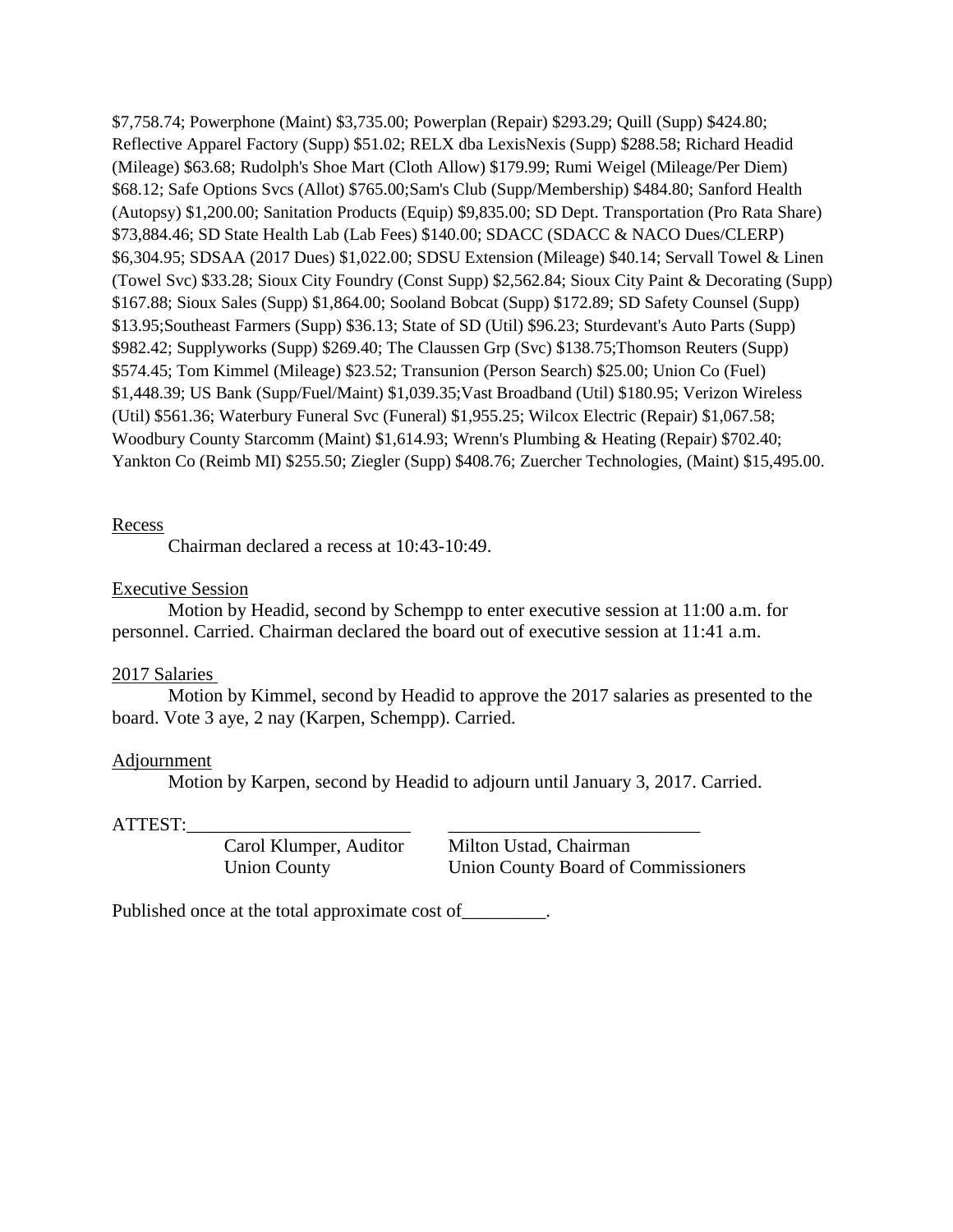$7,758.74; Powerphone (Maint) $3,735.00; Powerplan (Repair) $293.29; Quill (Supp) $424.80; Reflective Apparel Factory (Supp) $51.02; RELX dba LexisNexis (Supp) $288.58; Richard Headid (Mileage) $63.68; Rudolph's Shoe Mart (Cloth Allow) $179.99; Rumi Weigel (Mileage/Per Diem) $68.12; Safe Options Svcs (Allot) $765.00;Sam's Club (Supp/Membership) $484.80; Sanford Health (Autopsy) $1,200.00; Sanitation Products (Equip) $9,835.00; SD Dept. Transportation (Pro Rata Share) $73,884.46; SD State Health Lab (Lab Fees) $140.00; SDACC (SDACC & NACO Dues/CLERP) $6,304.95; SDSAA (2017 Dues) $1,022.00; SDSU Extension (Mileage) $40.14; Servall Towel & Linen (Towel Svc) $33.28; Sioux City Foundry (Const Supp) $2,562.84; Sioux City Paint & Decorating (Supp) $167.88; Sioux Sales (Supp) $1,864.00; Sooland Bobcat (Supp) $172.89; SD Safety Counsel (Supp) $13.95;Southeast Farmers (Supp) $36.13; State of SD (Util) $96.23; Sturdevant's Auto Parts (Supp) $982.42; Supplyworks (Supp) $269.40; The Claussen Grp (Svc) $138.75;Thomson Reuters (Supp) $574.45; Tom Kimmel (Mileage) $23.52; Transunion (Person Search) $25.00; Union Co (Fuel) $1,448.39; US Bank (Supp/Fuel/Maint) $1,039.35;Vast Broadband (Util) $180.95; Verizon Wireless (Util) $561.36; Waterbury Funeral Svc (Funeral) $1,955.25; Wilcox Electric (Repair) $1,067.58; Woodbury County Starcomm (Maint) $1,614.93; Wrenn's Plumbing & Heating (Repair) $702.40; Yankton Co (Reimb MI) $255.50; Ziegler (Supp) $408.76; Zuercher Technologies, (Maint) $15,495.00.

Recess

Chairman declared a recess at 10:43-10:49.

Executive Session

Motion by Headid, second by Schempp to enter executive session at 11:00 a.m. for personnel. Carried. Chairman declared the board out of executive session at 11:41 a.m.

2017 Salaries

Motion by Kimmel, second by Headid to approve the 2017 salaries as presented to the board. Vote 3 aye, 2 nay (Karpen, Schempp). Carried.

Adjournment

Motion by Karpen, second by Headid to adjourn until January 3, 2017. Carried.

ATTEST:_______________________ ___________________________

Carol Klumper, Auditor Milton Ustad, Chairman
Union County Union County Board of Commissioners

Published once at the total approximate cost of_________.